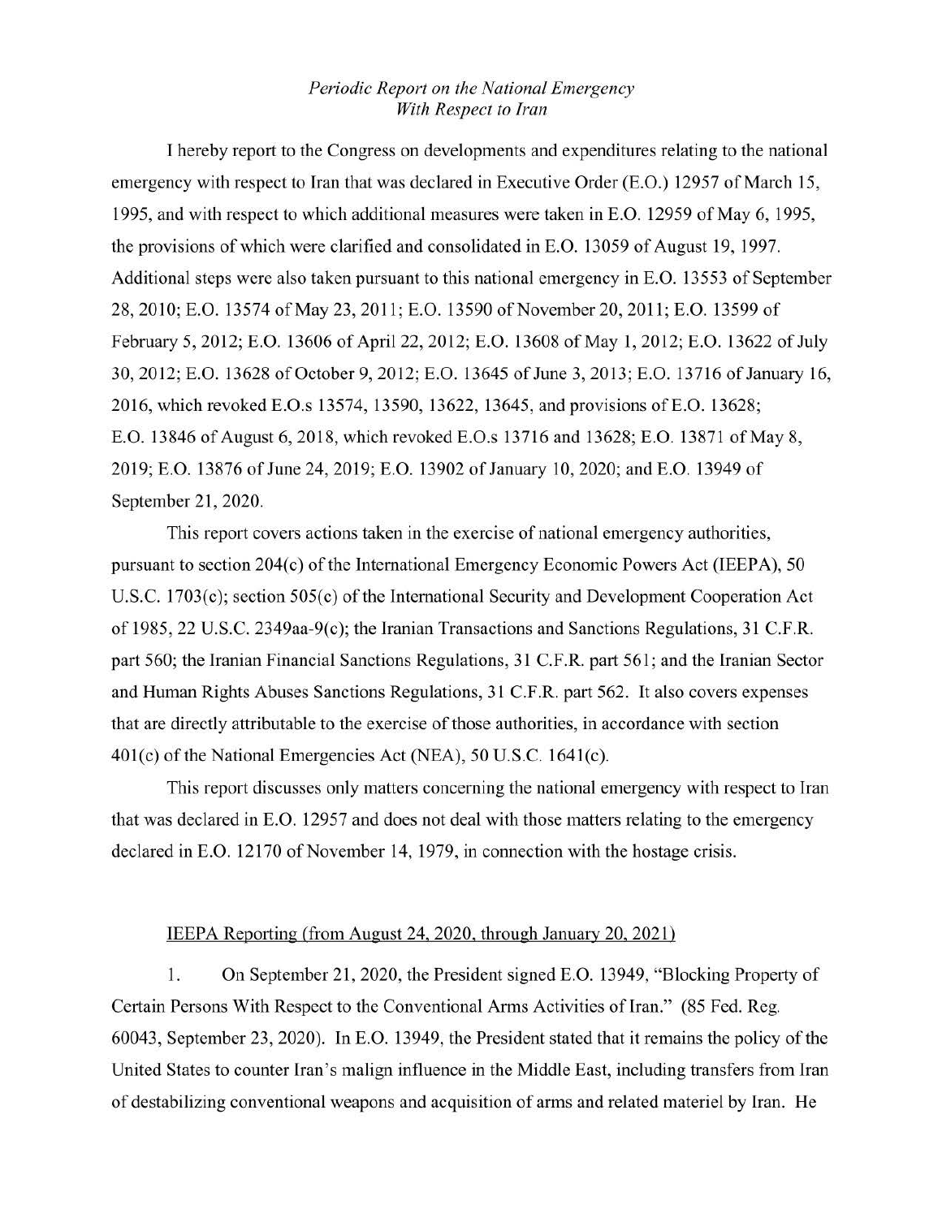*Periodic Report on the National Emergency With Respect to Iran*

I hereby report to the Congress on developments and expenditures relating to the national emergency with respect to Iran that was declared in Executive Order (E.O.) 12957 of March 15, 1995, and with respect to which additional measures were taken in E.O. 12959 of May 6, 1995, the provisions of which were clarified and consolidated in E.O. 13059 of August 19, 1997. Additional steps were also taken pursuant to this national emergency in E.O. 13553 of September 28, 2010; E.O. 13574 of May 23, 2011; E.O. 13590 of November 20, 2011; E.O. 13599 of February 5, 2012; E.O. 13606 of April 22, 2012; E.O. 13608 of May 1, 2012; E.O. 13622 of July 30, 2012; E.O. 13628 of October 9, 2012; E.O. 13645 of June 3, 2013; E.O. 13716 of January 16, 2016, which revoked E.O.s 13574, 13590, 13622, 13645, and provisions of E.O. 13628; E.O. 13846 of August 6, 2018, which revoked E.O.s 13716 and 13628; E.O. 13871 of May 8, 2019; E.O. 13876 of June 24, 2019; E.O. 13902 of January 10, 2020; and E.O. 13949 of September 21, 2020.

This report covers actions taken in the exercise of national emergency authorities, pursuant to section 204(c) of the International Emergency Economic Powers Act (IEEPA), 50 U.S.C. 1703(c); section 505(c) of the International Security and Development Cooperation Act of 1985, 22 U.S.C. 2349aa-9(c); the Iranian Transactions and Sanctions Regulations, 31 C.F.R. part 560; the Iranian Financial Sanctions Regulations, 31 C.F.R. part 561; and the Iranian Sector and Human Rights Abuses Sanctions Regulations, 31 C.F.R. part 562. It also covers expenses that are directly attributable to the exercise of those authorities, in accordance with section 401(c) of the National Emergencies Act (NEA), 50 U.S.C. 1641(c).

This report discusses only matters concerning the national emergency with respect to Iran that was declared in E.O. 12957 and does not deal with those matters relating to the emergency declared in E.O. 12170 of November 14, 1979, in connection with the hostage crisis.

<u>IEEPA Reporting (from August 24, 2020, through January 20, 2021)</u>

1. On September 21, 2020, the President signed E.O. 13949, "Blocking Property of Certain Persons With Respect to the Conventional Arms Activities of Iran." (85 Fed. Reg. 60043, September 23, 2020). In E.O. 13949, the President stated that it remains the policy of the United States to counter Iran's malign influence in the Middle East, including transfers from Iran of destabilizing conventional weapons and acquisition of arms and related materiel by Iran. He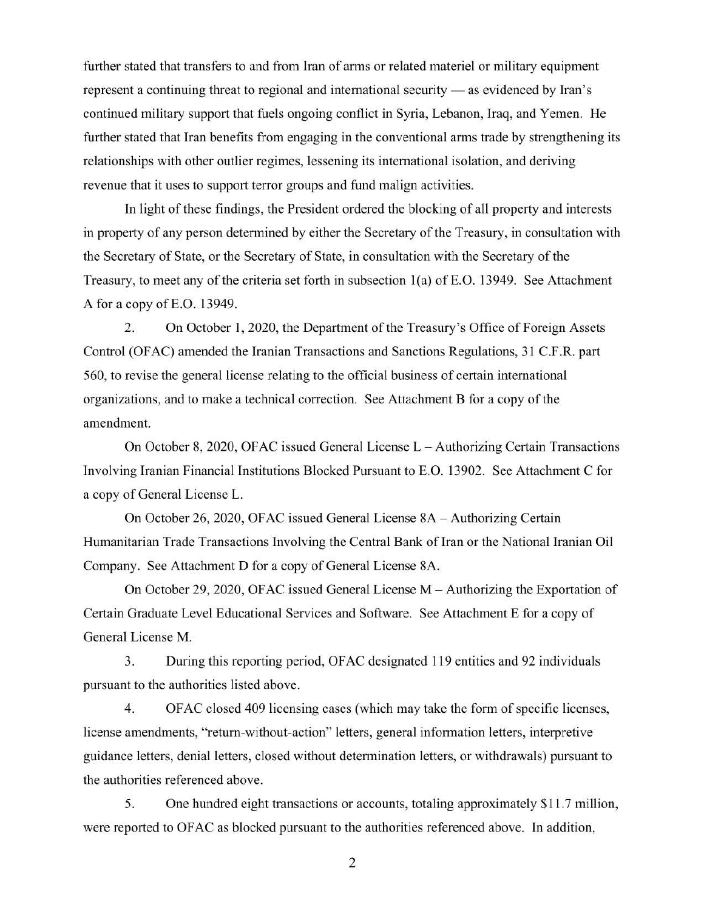further stated that transfers to and from Iran of arms or related materiel or military equipment represent a continuing threat to regional and international security — as evidenced by Iran's continued military support that fuels ongoing conflict in Syria, Lebanon, Iraq, and Yemen. He further stated that Iran benefits from engaging in the conventional arms trade by strengthening its relationships with other outlier regimes, lessening its international isolation, and deriving revenue that it uses to support terror groups and fund malign activities.

In light of these findings, the President ordered the blocking of all property and interests in property of any person determined by either the Secretary of the Treasury, in consultation with the Secretary of State, or the Secretary of State, in consultation with the Secretary of the Treasury, to meet any of the criteria set forth in subsection 1(a) of E.O. 13949. See Attachment A for a copy of E.O. 13949.

2. On October 1, 2020, the Department of the Treasury's Office of Foreign Assets Control (OFAC) amended the Iranian Transactions and Sanctions Regulations, 31 C.F.R. part 560, to revise the general license relating to the official business of certain international organizations, and to make a technical correction. See Attachment B for a copy of the amendment.

On October 8, 2020, OFAC issued General License L – Authorizing Certain Transactions Involving Iranian Financial Institutions Blocked Pursuant to E.O. 13902. See Attachment C for a copy of General License L.

On October 26, 2020, OFAC issued General License 8A – Authorizing Certain Humanitarian Trade Transactions Involving the Central Bank of Iran or the National Iranian Oil Company. See Attachment D for a copy of General License 8A.

On October 29, 2020, OFAC issued General License M – Authorizing the Exportation of Certain Graduate Level Educational Services and Software. See Attachment E for a copy of General License M.

3. During this reporting period, OFAC designated 119 entities and 92 individuals pursuant to the authorities listed above.

4. OFAC closed 409 licensing cases (which may take the form of specific licenses, license amendments, "return-without-action" letters, general information letters, interpretive guidance letters, denial letters, closed without determination letters, or withdrawals) pursuant to the authorities referenced above.

5. One hundred eight transactions or accounts, totaling approximately $11.7 million, were reported to OFAC as blocked pursuant to the authorities referenced above. In addition,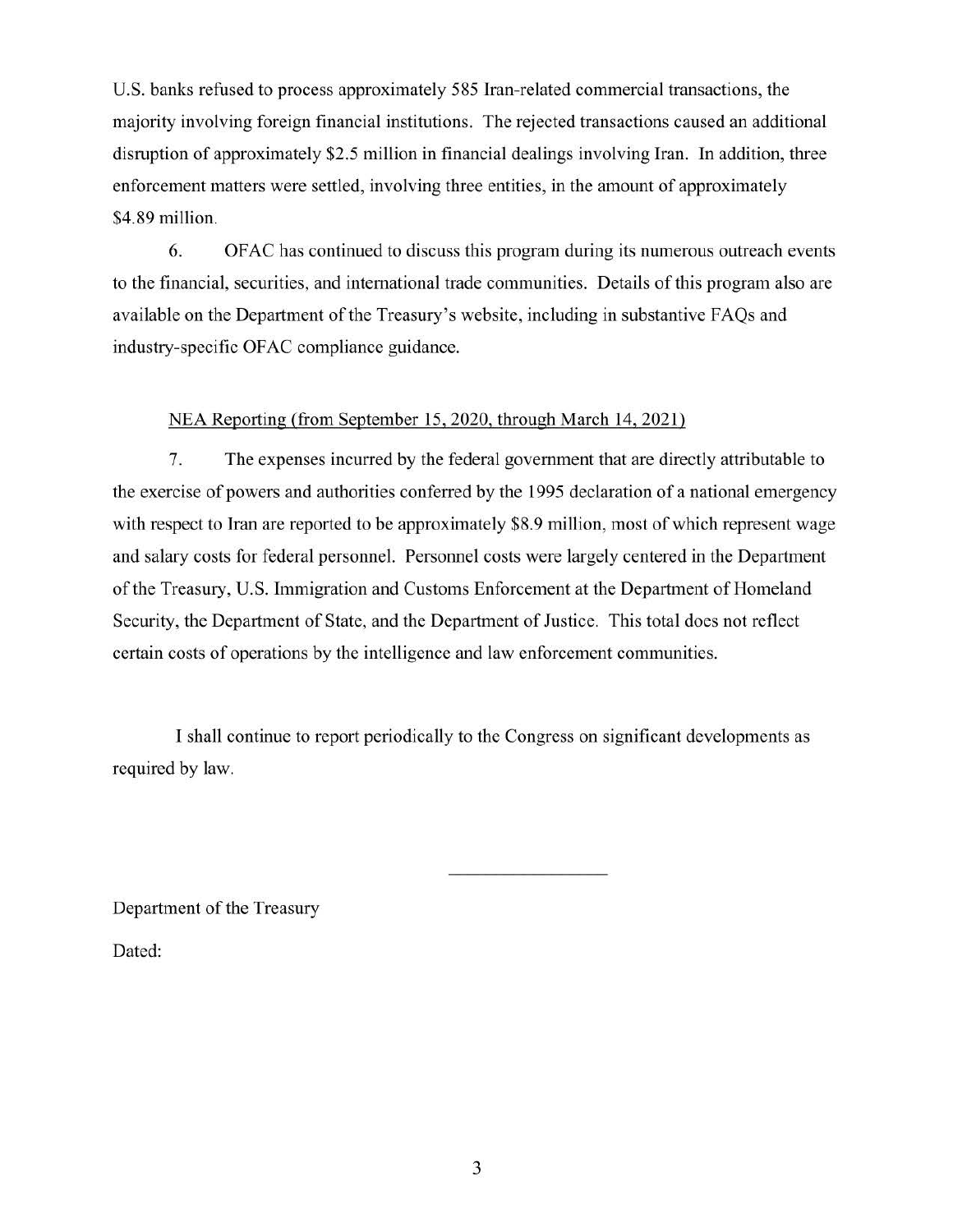U.S. banks refused to process approximately 585 Iran-related commercial transactions, the majority involving foreign financial institutions. The rejected transactions caused an additional disruption of approximately $2.5 million in financial dealings involving Iran. In addition, three enforcement matters were settled, involving three entities, in the amount of approximately $4.89 million.

6. OFAC has continued to discuss this program during its numerous outreach events to the financial, securities, and international trade communities. Details of this program also are available on the Department of the Treasury's website, including in substantive FAQs and industry-specific OFAC compliance guidance.

NEA Reporting (from September 15, 2020, through March 14, 2021)

7. The expenses incurred by the federal government that are directly attributable to the exercise of powers and authorities conferred by the 1995 declaration of a national emergency with respect to Iran are reported to be approximately $8.9 million, most of which represent wage and salary costs for federal personnel. Personnel costs were largely centered in the Department of the Treasury, U.S. Immigration and Customs Enforcement at the Department of Homeland Security, the Department of State, and the Department of Justice. This total does not reflect certain costs of operations by the intelligence and law enforcement communities.

I shall continue to report periodically to the Congress on significant developments as required by law.

\_\_\_\_\_\_\_\_\_\_\_\_\_\_\_\_\_\_

Department of the Treasury

Dated: